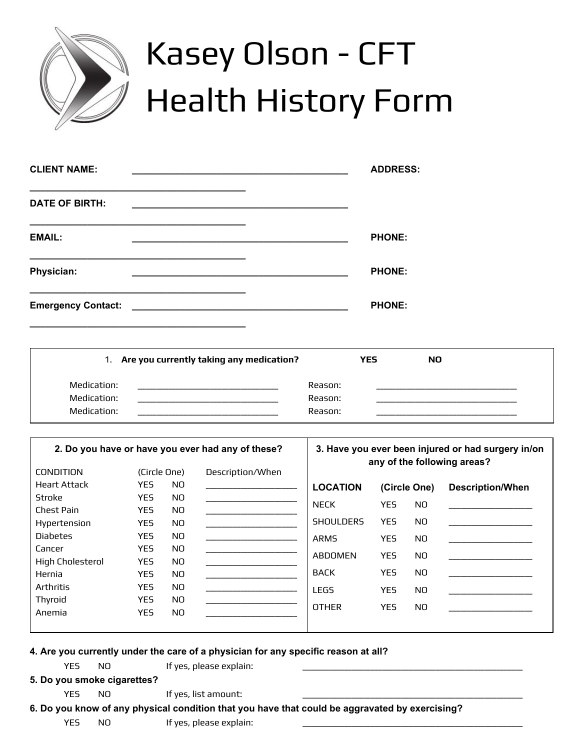# Kasey Olson - CFT
# Health History Form

**CLIENT NAME:** ________________________________________ **ADDRESS:** ________________________________________

**DATE OF BIRTH:** ________________________________________ ________________________________________

**EMAIL:** ________________________________________ **PHONE:** ________________________________________

**Physician:** ________________________________________ **PHONE:** ________________________________________

**Emergency Contact:** ________________________________________ **PHONE:** ________________________________________

1. **Are you currently taking any medication?** **YES** **NO**

| | | | |
|---|---|---|---|
| Medication: | ____________________________ | Reason: | ____________________________ |
| Medication: | ____________________________ | Reason: | ____________________________ |
| Medication: | ____________________________ | Reason: | ____________________________ |

**2. Do you have or have you ever had any of these?**

| CONDITION | (Circle One) | | Description/When |
|---|---|---|---|
| Heart Attack | YES | NO | __________________ |
| Stroke | YES | NO | __________________ |
| Chest Pain | YES | NO | __________________ |
| Hypertension | YES | NO | __________________ |
| Diabetes | YES | NO | __________________ |
| Cancer | YES | NO | __________________ |
| High Cholesterol | YES | NO | __________________ |
| Hernia | YES | NO | __________________ |
| Arthritis | YES | NO | __________________ |
| Thyroid | YES | NO | __________________ |
| Anemia | YES | NO | __________________ |

**3. Have you ever been injured or had surgery in/on any of the following areas?**

| **LOCATION** | **(Circle One)** | | **Description/When** |
|---|---|---|---|
| NECK | YES | NO | ________________ |
| SHOULDERS | YES | NO | ________________ |
| ARMS | YES | NO | ________________ |
| ABDOMEN | YES | NO | ________________ |
| BACK | YES | NO | ________________ |
| LEGS | YES | NO | ________________ |
| OTHER | YES | NO | ________________ |

**4. Are you currently under the care of a physician for any specific reason at all?**

YES NO If yes, please explain: ____________________________________________

**5. Do you smoke cigarettes?**

YES NO If yes, list amount: ____________________________________________

**6. Do you know of any physical condition that you have that could be aggravated by exercising?**

YES NO If yes, please explain: ____________________________________________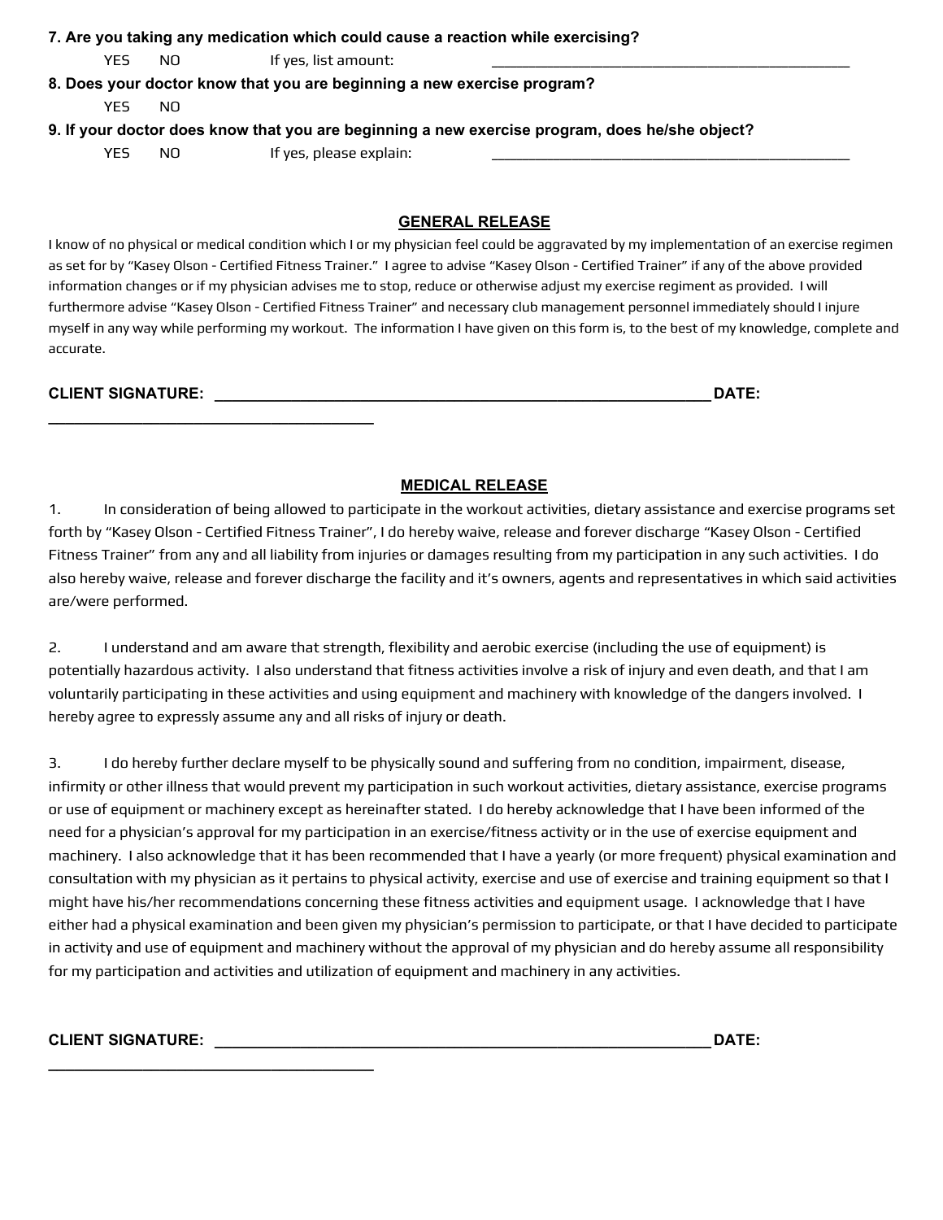**7. Are you taking any medication which could cause a reaction while exercising?**

YES NO If yes, list amount: ____________________________________________

**8. Does your doctor know that you are beginning a new exercise program?**

YES NO

**9. If your doctor does know that you are beginning a new exercise program, does he/she object?**

YES NO If yes, please explain: ____________________________________________

## GENERAL RELEASE

I know of no physical or medical condition which I or my physician feel could be aggravated by my implementation of an exercise regimen as set for by "Kasey Olson - Certified Fitness Trainer." I agree to advise "Kasey Olson - Certified Trainer" if any of the above provided information changes or if my physician advises me to stop, reduce or otherwise adjust my exercise regiment as provided. I will furthermore advise "Kasey Olson - Certified Fitness Trainer" and necessary club management personnel immediately should I injure myself in any way while performing my workout. The information I have given on this form is, to the best of my knowledge, complete and accurate.

**CLIENT SIGNATURE:** ____________________________________________________________ **DATE:** ________________________________________

## MEDICAL RELEASE

1. In consideration of being allowed to participate in the workout activities, dietary assistance and exercise programs set forth by "Kasey Olson - Certified Fitness Trainer", I do hereby waive, release and forever discharge "Kasey Olson - Certified Fitness Trainer" from any and all liability from injuries or damages resulting from my participation in any such activities. I do also hereby waive, release and forever discharge the facility and it's owners, agents and representatives in which said activities are/were performed.

2. I understand and am aware that strength, flexibility and aerobic exercise (including the use of equipment) is potentially hazardous activity. I also understand that fitness activities involve a risk of injury and even death, and that I am voluntarily participating in these activities and using equipment and machinery with knowledge of the dangers involved. I hereby agree to expressly assume any and all risks of injury or death.

3. I do hereby further declare myself to be physically sound and suffering from no condition, impairment, disease, infirmity or other illness that would prevent my participation in such workout activities, dietary assistance, exercise programs or use of equipment or machinery except as hereinafter stated. I do hereby acknowledge that I have been informed of the need for a physician's approval for my participation in an exercise/fitness activity or in the use of exercise equipment and machinery. I also acknowledge that it has been recommended that I have a yearly (or more frequent) physical examination and consultation with my physician as it pertains to physical activity, exercise and use of exercise and training equipment so that I might have his/her recommendations concerning these fitness activities and equipment usage. I acknowledge that I have either had a physical examination and been given my physician's permission to participate, or that I have decided to participate in activity and use of equipment and machinery without the approval of my physician and do hereby assume all responsibility for my participation and activities and utilization of equipment and machinery in any activities.

**CLIENT SIGNATURE:** ____________________________________________________________ **DATE:** ________________________________________